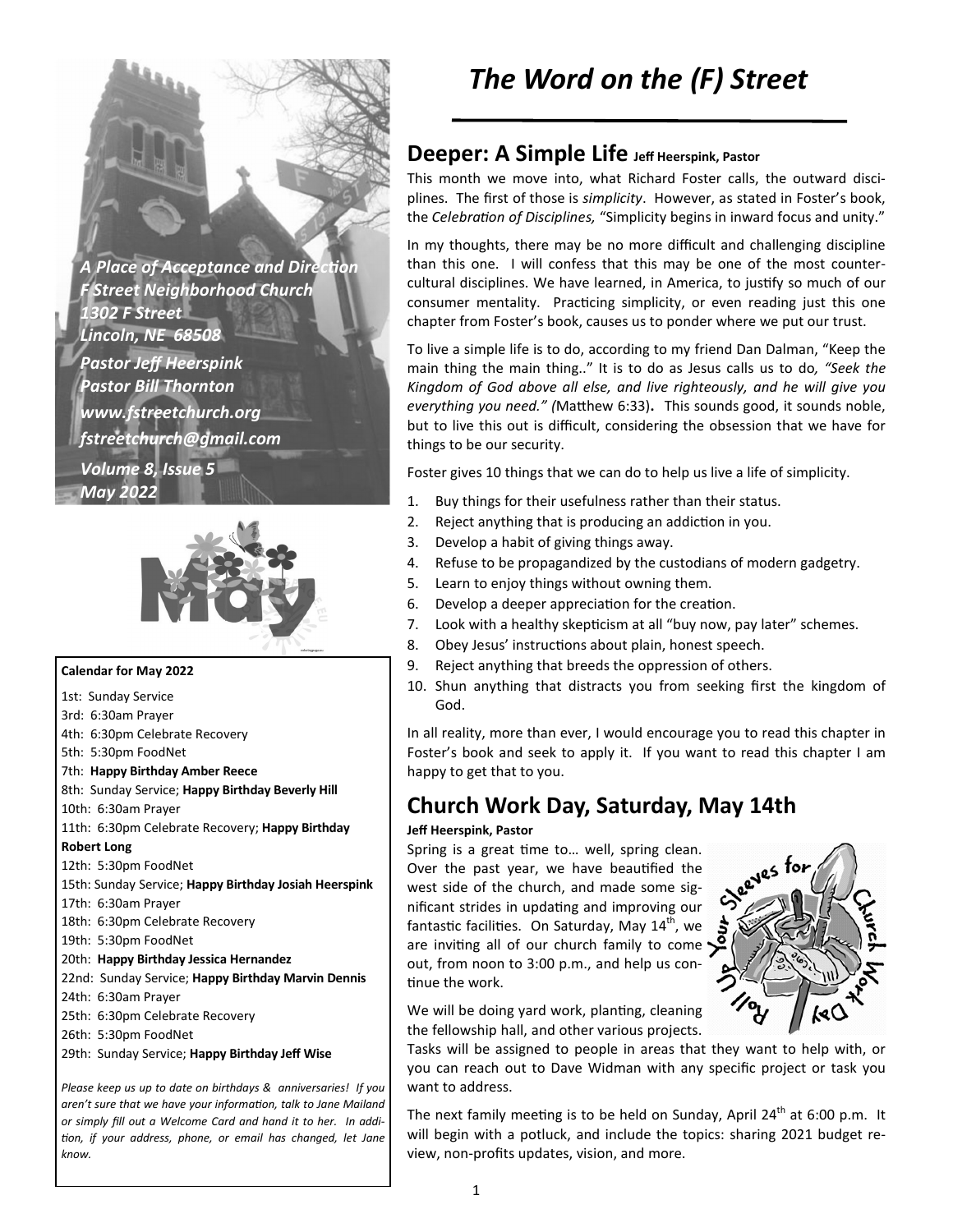*A Place of Acceptance and Direction*
*F Street Neighborhood Church*
*1302 F Street*
*Lincoln, NE 68508*
*Pastor Jeff Heerspink*
*Pastor Bill Thornton*
*www.fstreetchurch.org*
*fstreetchurch@gmail.com*
*Volume 8, Issue 5*
*May 2022*

**Calendar for May 2022**

1st: Sunday Service
3rd: 6:30am Prayer
4th: 6:30pm Celebrate Recovery
5th: 5:30pm FoodNet
7th: **Happy Birthday Amber Reece**
8th: Sunday Service; **Happy Birthday Beverly Hill**
10th: 6:30am Prayer
11th: 6:30pm Celebrate Recovery; **Happy Birthday Robert Long**
12th: 5:30pm FoodNet
15th: Sunday Service; **Happy Birthday Josiah Heerspink**
17th: 6:30am Prayer
18th: 6:30pm Celebrate Recovery
19th: 5:30pm FoodNet
20th: **Happy Birthday Jessica Hernandez**
22nd: Sunday Service; **Happy Birthday Marvin Dennis**
24th: 6:30am Prayer
25th: 6:30pm Celebrate Recovery
26th: 5:30pm FoodNet
29th: Sunday Service; **Happy Birthday Jeff Wise**

*Please keep us up to date on birthdays & anniversaries! If you aren't sure that we have your information, talk to Jane Mailand or simply fill out a Welcome Card and hand it to her. In addition, if your address, phone, or email has changed, let Jane know.*

# *The Word on the (F) Street*

## Deeper: A Simple Life **Jeff Heerspink, Pastor**

This month we move into, what Richard Foster calls, the outward disciplines. The first of those is *simplicity*. However, as stated in Foster's book, the *Celebration of Disciplines,* "Simplicity begins in inward focus and unity."

In my thoughts, there may be no more difficult and challenging discipline than this one. I will confess that this may be one of the most countercultural disciplines. We have learned, in America, to justify so much of our consumer mentality. Practicing simplicity, or even reading just this one chapter from Foster's book, causes us to ponder where we put our trust.

To live a simple life is to do, according to my friend Dan Dalman, "Keep the main thing the main thing.." It is to do as Jesus calls us to do*, "Seek the Kingdom of God above all else, and live righteously, and he will give you everything you need." (*Matthew 6:33)**.** This sounds good, it sounds noble, but to live this out is difficult, considering the obsession that we have for things to be our security.

Foster gives 10 things that we can do to help us live a life of simplicity.

1. Buy things for their usefulness rather than their status.
2. Reject anything that is producing an addiction in you.
3. Develop a habit of giving things away.
4. Refuse to be propagandized by the custodians of modern gadgetry.
5. Learn to enjoy things without owning them.
6. Develop a deeper appreciation for the creation.
7. Look with a healthy skepticism at all "buy now, pay later" schemes.
8. Obey Jesus' instructions about plain, honest speech.
9. Reject anything that breeds the oppression of others.
10. Shun anything that distracts you from seeking first the kingdom of God.

In all reality, more than ever, I would encourage you to read this chapter in Foster's book and seek to apply it. If you want to read this chapter I am happy to get that to you.

## Church Work Day, Saturday, May 14th

**Jeff Heerspink, Pastor**

Spring is a great time to… well, spring clean. Over the past year, we have beautified the west side of the church, and made some significant strides in updating and improving our fantastic facilities. On Saturday, May 14th, we are inviting all of our church family to come out, from noon to 3:00 p.m., and help us continue the work.

We will be doing yard work, planting, cleaning the fellowship hall, and other various projects. Tasks will be assigned to people in areas that they want to help with, or you can reach out to Dave Widman with any specific project or task you want to address.

The next family meeting is to be held on Sunday, April 24th at 6:00 p.m. It will begin with a potluck, and include the topics: sharing 2021 budget review, non-profits updates, vision, and more.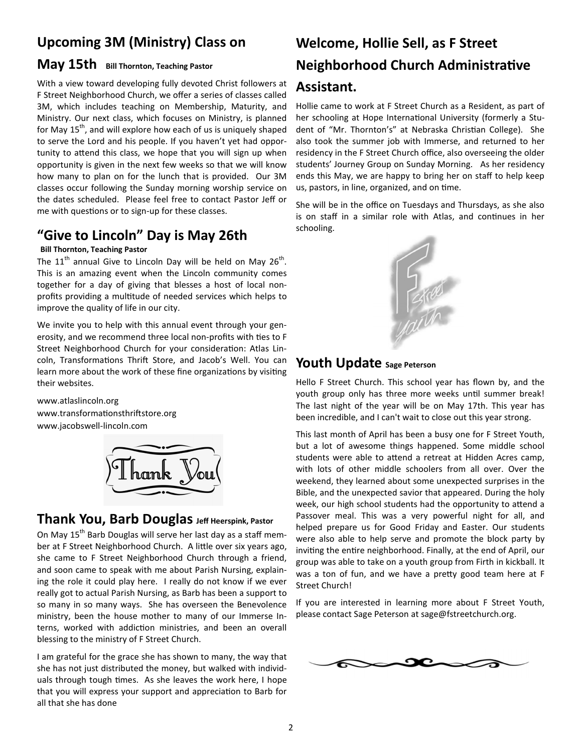## Upcoming 3M (Ministry) Class on May 15th

**Bill Thornton, Teaching Pastor**

With a view toward developing fully devoted Christ followers at F Street Neighborhood Church, we offer a series of classes called 3M, which includes teaching on Membership, Maturity, and Ministry. Our next class, which focuses on Ministry, is planned for May 15th, and will explore how each of us is uniquely shaped to serve the Lord and his people. If you haven't yet had opportunity to attend this class, we hope that you will sign up when opportunity is given in the next few weeks so that we will know how many to plan on for the lunch that is provided. Our 3M classes occur following the Sunday morning worship service on the dates scheduled. Please feel free to contact Pastor Jeff or me with questions or to sign-up for these classes.

## "Give to Lincoln" Day is May 26th

**Bill Thornton, Teaching Pastor**

The 11th annual Give to Lincoln Day will be held on May 26th. This is an amazing event when the Lincoln community comes together for a day of giving that blesses a host of local non-profits providing a multitude of needed services which helps to improve the quality of life in our city.

We invite you to help with this annual event through your generosity, and we recommend three local non-profits with ties to F Street Neighborhood Church for your consideration: Atlas Lincoln, Transformations Thrift Store, and Jacob's Well. You can learn more about the work of these fine organizations by visiting their websites.

www.atlaslincoln.org
www.transformationsthriftstore.org
www.jacobswell-lincoln.com

## Thank You, Barb Douglas

**Jeff Heerspink, Pastor**

On May 15th Barb Douglas will serve her last day as a staff member at F Street Neighborhood Church. A little over six years ago, she came to F Street Neighborhood Church through a friend, and soon came to speak with me about Parish Nursing, explaining the role it could play here. I really do not know if we ever really got to actual Parish Nursing, as Barb has been a support to so many in so many ways. She has overseen the Benevolence ministry, been the house mother to many of our Immerse Interns, worked with addiction ministries, and been an overall blessing to the ministry of F Street Church.

I am grateful for the grace she has shown to many, the way that she has not just distributed the money, but walked with individuals through tough times. As she leaves the work here, I hope that you will express your support and appreciation to Barb for all that she has done

## Welcome, Hollie Sell, as F Street Neighborhood Church Administrative Assistant.

Hollie came to work at F Street Church as a Resident, as part of her schooling at Hope International University (formerly a Student of "Mr. Thornton's" at Nebraska Christian College). She also took the summer job with Immerse, and returned to her residency in the F Street Church office, also overseeing the older students' Journey Group on Sunday Morning. As her residency ends this May, we are happy to bring her on staff to help keep us, pastors, in line, organized, and on time.

She will be in the office on Tuesdays and Thursdays, as she also is on staff in a similar role with Atlas, and continues in her schooling.

## Youth Update

**Sage Peterson**

Hello F Street Church. This school year has flown by, and the youth group only has three more weeks until summer break! The last night of the year will be on May 17th. This year has been incredible, and I can't wait to close out this year strong.

This last month of April has been a busy one for F Street Youth, but a lot of awesome things happened. Some middle school students were able to attend a retreat at Hidden Acres camp, with lots of other middle schoolers from all over. Over the weekend, they learned about some unexpected surprises in the Bible, and the unexpected savior that appeared. During the holy week, our high school students had the opportunity to attend a Passover meal. This was a very powerful night for all, and helped prepare us for Good Friday and Easter. Our students were also able to help serve and promote the block party by inviting the entire neighborhood. Finally, at the end of April, our group was able to take on a youth group from Firth in kickball. It was a ton of fun, and we have a pretty good team here at F Street Church!

If you are interested in learning more about F Street Youth, please contact Sage Peterson at sage@fstreetchurch.org.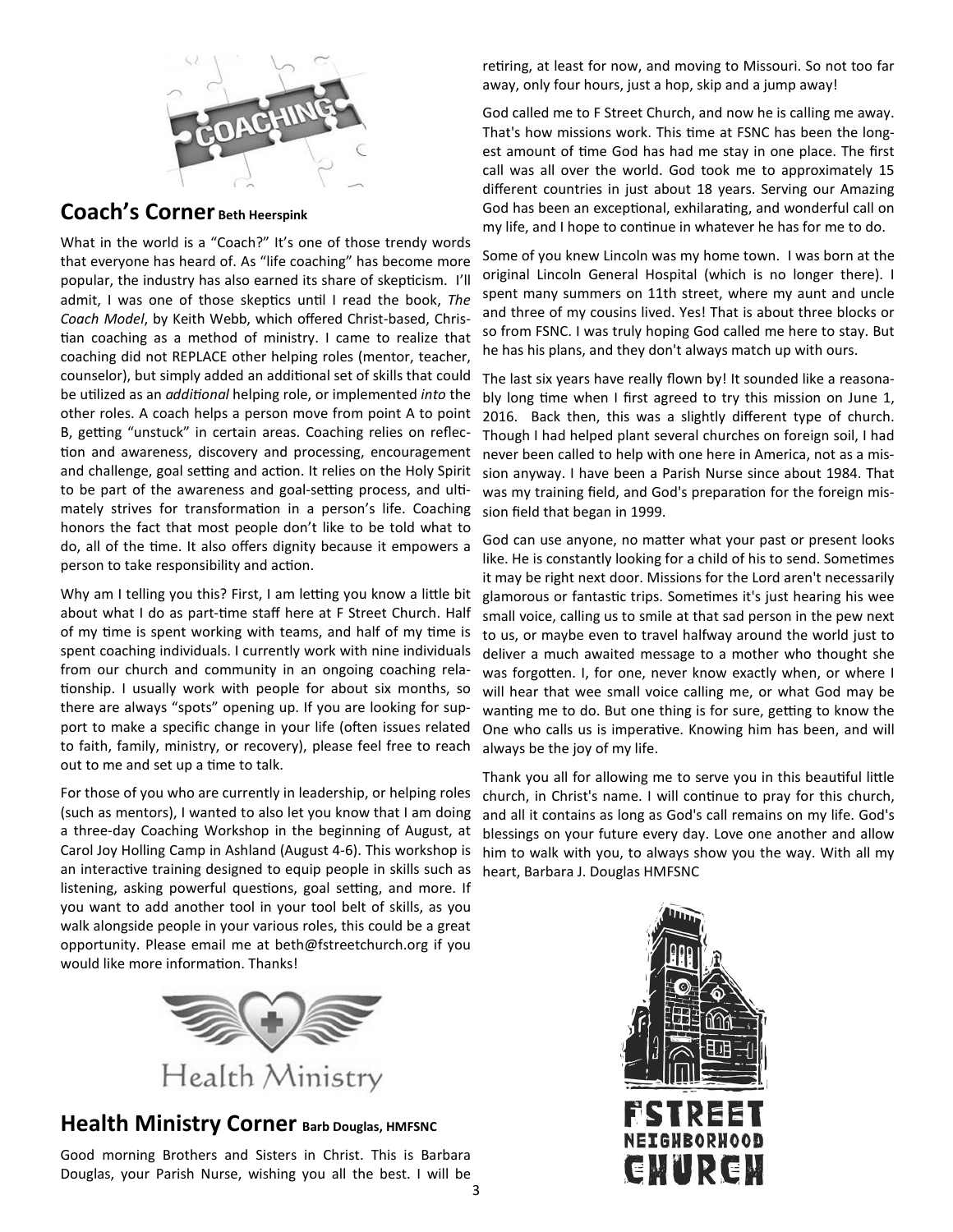## Coach's Corner Beth Heerspink

What in the world is a "Coach?" It's one of those trendy words that everyone has heard of. As "life coaching" has become more popular, the industry has also earned its share of skepticism. I'll admit, I was one of those skeptics until I read the book, *The Coach Model*, by Keith Webb, which offered Christ-based, Christian coaching as a method of ministry. I came to realize that coaching did not REPLACE other helping roles (mentor, teacher, counselor), but simply added an additional set of skills that could be utilized as an *additional* helping role, or implemented *into* the other roles. A coach helps a person move from point A to point B, getting "unstuck" in certain areas. Coaching relies on reflection and awareness, discovery and processing, encouragement and challenge, goal setting and action. It relies on the Holy Spirit to be part of the awareness and goal-setting process, and ultimately strives for transformation in a person's life. Coaching honors the fact that most people don't like to be told what to do, all of the time. It also offers dignity because it empowers a person to take responsibility and action.

Why am I telling you this? First, I am letting you know a little bit about what I do as part-time staff here at F Street Church. Half of my time is spent working with teams, and half of my time is spent coaching individuals. I currently work with nine individuals from our church and community in an ongoing coaching relationship. I usually work with people for about six months, so there are always "spots" opening up. If you are looking for support to make a specific change in your life (often issues related to faith, family, ministry, or recovery), please feel free to reach out to me and set up a time to talk.

For those of you who are currently in leadership, or helping roles (such as mentors), I wanted to also let you know that I am doing a three-day Coaching Workshop in the beginning of August, at Carol Joy Holling Camp in Ashland (August 4-6). This workshop is an interactive training designed to equip people in skills such as listening, asking powerful questions, goal setting, and more. If you want to add another tool in your tool belt of skills, as you walk alongside people in your various roles, this could be a great opportunity. Please email me at beth@fstreetchurch.org if you would like more information. Thanks!

## Health Ministry Corner Barb Douglas, HMFSNC

Good morning Brothers and Sisters in Christ. This is Barbara Douglas, your Parish Nurse, wishing you all the best. I will be retiring, at least for now, and moving to Missouri. So not too far away, only four hours, just a hop, skip and a jump away!

God called me to F Street Church, and now he is calling me away. That's how missions work. This time at FSNC has been the longest amount of time God has had me stay in one place. The first call was all over the world. God took me to approximately 15 different countries in just about 18 years. Serving our Amazing God has been an exceptional, exhilarating, and wonderful call on my life, and I hope to continue in whatever he has for me to do.

Some of you knew Lincoln was my home town. I was born at the original Lincoln General Hospital (which is no longer there). I spent many summers on 11th street, where my aunt and uncle and three of my cousins lived. Yes! That is about three blocks or so from FSNC. I was truly hoping God called me here to stay. But he has his plans, and they don't always match up with ours.

The last six years have really flown by! It sounded like a reasonably long time when I first agreed to try this mission on June 1, 2016. Back then, this was a slightly different type of church. Though I had helped plant several churches on foreign soil, I had never been called to help with one here in America, not as a mission anyway. I have been a Parish Nurse since about 1984. That was my training field, and God's preparation for the foreign mission field that began in 1999.

God can use anyone, no matter what your past or present looks like. He is constantly looking for a child of his to send. Sometimes it may be right next door. Missions for the Lord aren't necessarily glamorous or fantastic trips. Sometimes it's just hearing his wee small voice, calling us to smile at that sad person in the pew next to us, or maybe even to travel halfway around the world just to deliver a much awaited message to a mother who thought she was forgotten. I, for one, never know exactly when, or where I will hear that wee small voice calling me, or what God may be wanting me to do. But one thing is for sure, getting to know the One who calls us is imperative. Knowing him has been, and will always be the joy of my life.

Thank you all for allowing me to serve you in this beautiful little church, in Christ's name. I will continue to pray for this church, and all it contains as long as God's call remains on my life. God's blessings on your future every day. Love one another and allow him to walk with you, to always show you the way. With all my heart, Barbara J. Douglas HMFSNC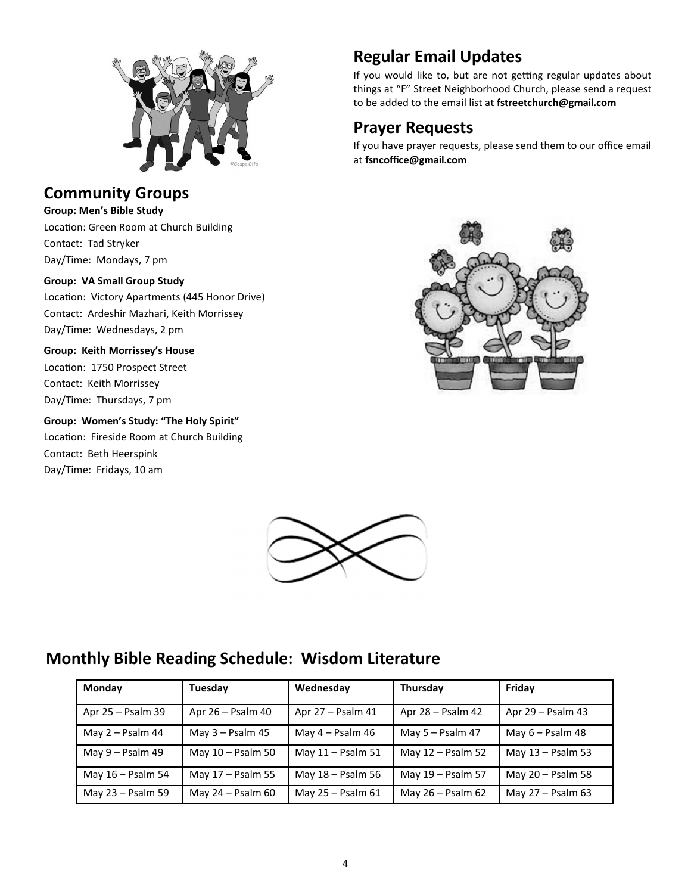## Regular Email Updates

If you would like to, but are not getting regular updates about things at "F" Street Neighborhood Church, please send a request to be added to the email list at **fstreetchurch@gmail.com**

## Prayer Requests

If you have prayer requests, please send them to our office email at **fsncoffice@gmail.com**

## Community Groups

**Group: Men's Bible Study**
Location: Green Room at Church Building
Contact: Tad Stryker
Day/Time: Mondays, 7 pm

**Group: VA Small Group Study**
Location: Victory Apartments (445 Honor Drive)
Contact: Ardeshir Mazhari, Keith Morrissey
Day/Time: Wednesdays, 2 pm

**Group: Keith Morrissey's House**
Location: 1750 Prospect Street
Contact: Keith Morrissey
Day/Time: Thursdays, 7 pm

**Group: Women's Study: "The Holy Spirit"**
Location: Fireside Room at Church Building
Contact: Beth Heerspink
Day/Time: Fridays, 10 am

## Monthly Bible Reading Schedule: Wisdom Literature

| Monday | Tuesday | Wednesday | Thursday | Friday |
|---|---|---|---|---|
| Apr 25 – Psalm 39 | Apr 26 – Psalm 40 | Apr 27 – Psalm 41 | Apr 28 – Psalm 42 | Apr 29 – Psalm 43 |
| May 2 – Psalm 44 | May 3 – Psalm 45 | May 4 – Psalm 46 | May 5 – Psalm 47 | May 6 – Psalm 48 |
| May 9 – Psalm 49 | May 10 – Psalm 50 | May 11 – Psalm 51 | May 12 – Psalm 52 | May 13 – Psalm 53 |
| May 16 – Psalm 54 | May 17 – Psalm 55 | May 18 – Psalm 56 | May 19 – Psalm 57 | May 20 – Psalm 58 |
| May 23 – Psalm 59 | May 24 – Psalm 60 | May 25 – Psalm 61 | May 26 – Psalm 62 | May 27 – Psalm 63 |